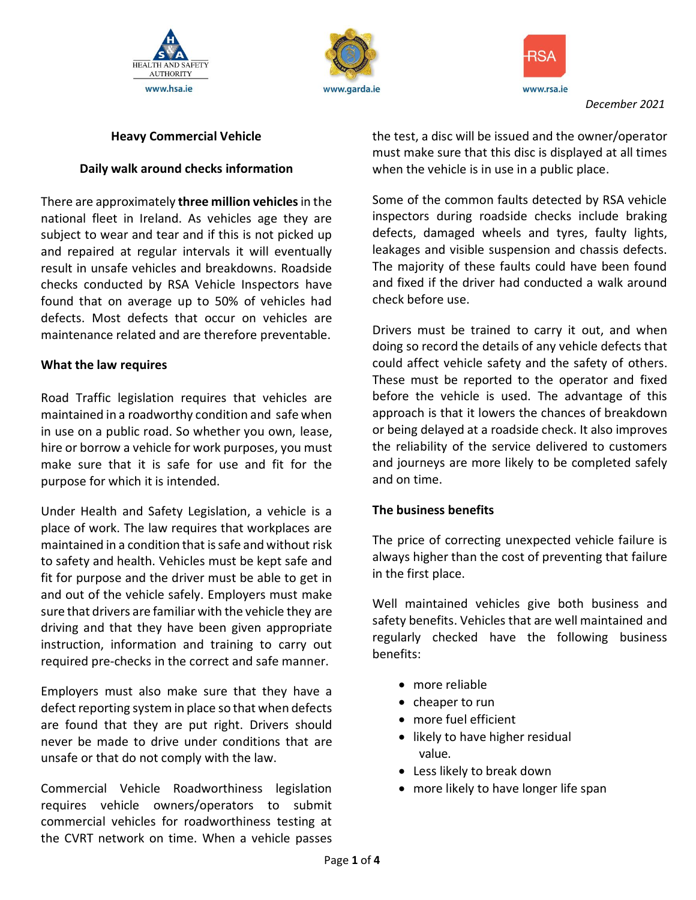www.hsa.ie www.garda.ie www.rsa.ie

*December 2021*

# Heavy Commercial Vehicle

## Daily walk around checks information

There are approximately **three million vehicles** in the national fleet in Ireland. As vehicles age they are subject to wear and tear and if this is not picked up and repaired at regular intervals it will eventually result in unsafe vehicles and breakdowns. Roadside checks conducted by RSA Vehicle Inspectors have found that on average up to 50% of vehicles had defects. Most defects that occur on vehicles are maintenance related and are therefore preventable.

### What the law requires

Road Traffic legislation requires that vehicles are maintained in a roadworthy condition and safe when in use on a public road. So whether you own, lease, hire or borrow a vehicle for work purposes, you must make sure that it is safe for use and fit for the purpose for which it is intended.

Under Health and Safety Legislation, a vehicle is a place of work. The law requires that workplaces are maintained in a condition that is safe and without risk to safety and health. Vehicles must be kept safe and fit for purpose and the driver must be able to get in and out of the vehicle safely. Employers must make sure that drivers are familiar with the vehicle they are driving and that they have been given appropriate instruction, information and training to carry out required pre-checks in the correct and safe manner.

Employers must also make sure that they have a defect reporting system in place so that when defects are found that they are put right. Drivers should never be made to drive under conditions that are unsafe or that do not comply with the law.

Commercial Vehicle Roadworthiness legislation requires vehicle owners/operators to submit commercial vehicles for roadworthiness testing at the CVRT network on time. When a vehicle passes the test, a disc will be issued and the owner/operator must make sure that this disc is displayed at all times when the vehicle is in use in a public place.

Some of the common faults detected by RSA vehicle inspectors during roadside checks include braking defects, damaged wheels and tyres, faulty lights, leakages and visible suspension and chassis defects. The majority of these faults could have been found and fixed if the driver had conducted a walk around check before use.

Drivers must be trained to carry it out, and when doing so record the details of any vehicle defects that could affect vehicle safety and the safety of others. These must be reported to the operator and fixed before the vehicle is used. The advantage of this approach is that it lowers the chances of breakdown or being delayed at a roadside check. It also improves the reliability of the service delivered to customers and journeys are more likely to be completed safely and on time.

### The business benefits

The price of correcting unexpected vehicle failure is always higher than the cost of preventing that failure in the first place.

Well maintained vehicles give both business and safety benefits. Vehicles that are well maintained and regularly checked have the following business benefits:

- more reliable
- cheaper to run
- more fuel efficient
- likely to have higher residual value.
- Less likely to break down
- more likely to have longer life span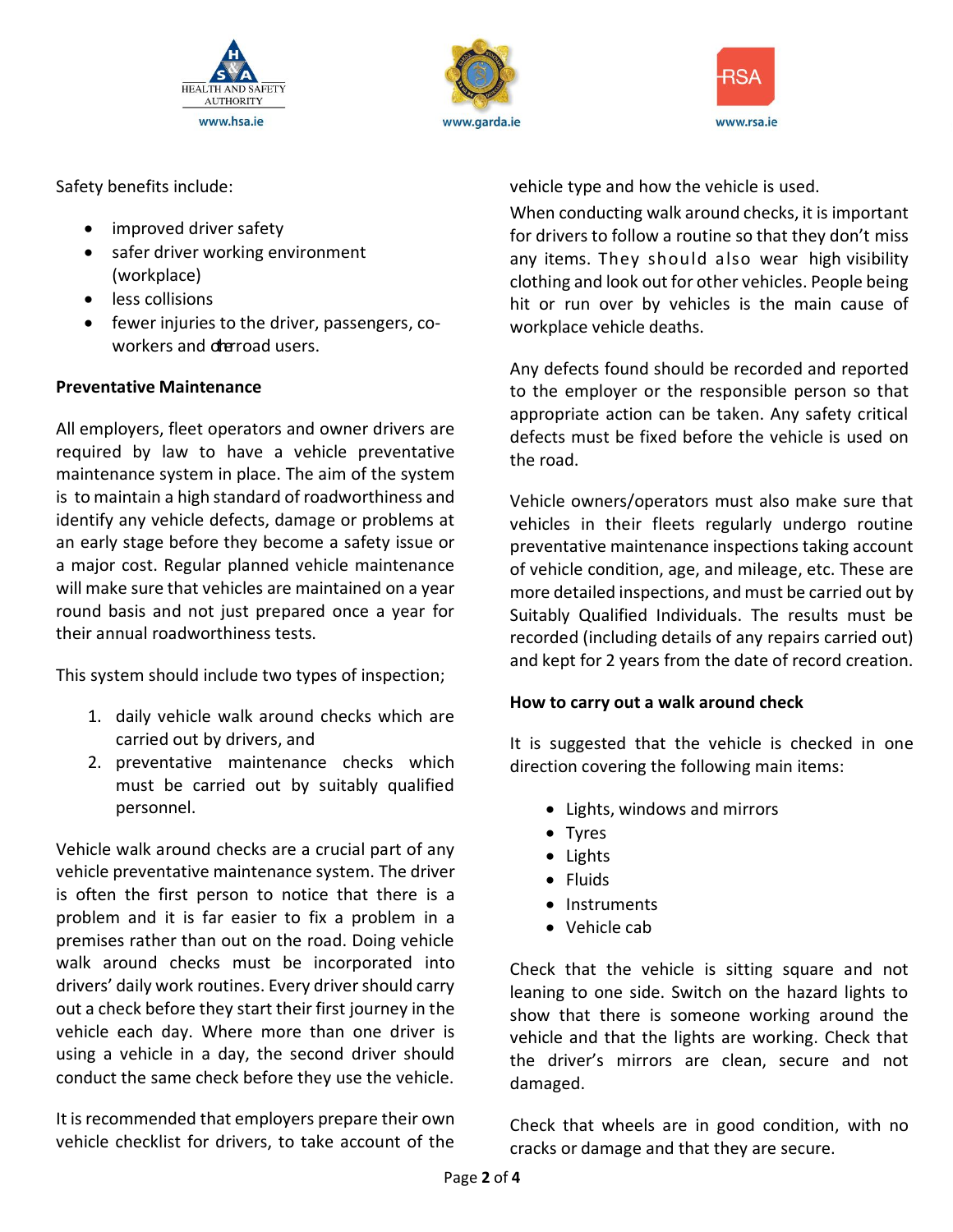Safety benefits include:

- improved driver safety
- safer driver working environment (workplace)
- less collisions
- fewer injuries to the driver, passengers, co-workers and other road users.

**Preventative Maintenance**

All employers, fleet operators and owner drivers are required by law to have a vehicle preventative maintenance system in place. The aim of the system is to maintain a high standard of roadworthiness and identify any vehicle defects, damage or problems at an early stage before they become a safety issue or a major cost. Regular planned vehicle maintenance will make sure that vehicles are maintained on a year round basis and not just prepared once a year for their annual roadworthiness tests.

This system should include two types of inspection;

1. daily vehicle walk around checks which are carried out by drivers, and
2. preventative maintenance checks which must be carried out by suitably qualified personnel.

Vehicle walk around checks are a crucial part of any vehicle preventative maintenance system. The driver is often the first person to notice that there is a problem and it is far easier to fix a problem in a premises rather than out on the road. Doing vehicle walk around checks must be incorporated into drivers' daily work routines. Every driver should carry out a check before they start their first journey in the vehicle each day. Where more than one driver is using a vehicle in a day, the second driver should conduct the same check before they use the vehicle.

It is recommended that employers prepare their own vehicle checklist for drivers, to take account of the vehicle type and how the vehicle is used.

When conducting walk around checks, it is important for drivers to follow a routine so that they don't miss any items. They should also wear high visibility clothing and look out for other vehicles. People being hit or run over by vehicles is the main cause of workplace vehicle deaths.

Any defects found should be recorded and reported to the employer or the responsible person so that appropriate action can be taken. Any safety critical defects must be fixed before the vehicle is used on the road.

Vehicle owners/operators must also make sure that vehicles in their fleets regularly undergo routine preventative maintenance inspections taking account of vehicle condition, age, and mileage, etc. These are more detailed inspections, and must be carried out by Suitably Qualified Individuals. The results must be recorded (including details of any repairs carried out) and kept for 2 years from the date of record creation.

**How to carry out a walk around check**

It is suggested that the vehicle is checked in one direction covering the following main items:

- Lights, windows and mirrors
- Tyres
- Lights
- Fluids
- Instruments
- Vehicle cab

Check that the vehicle is sitting square and not leaning to one side. Switch on the hazard lights to show that there is someone working around the vehicle and that the lights are working. Check that the driver's mirrors are clean, secure and not damaged.

Check that wheels are in good condition, with no cracks or damage and that they are secure.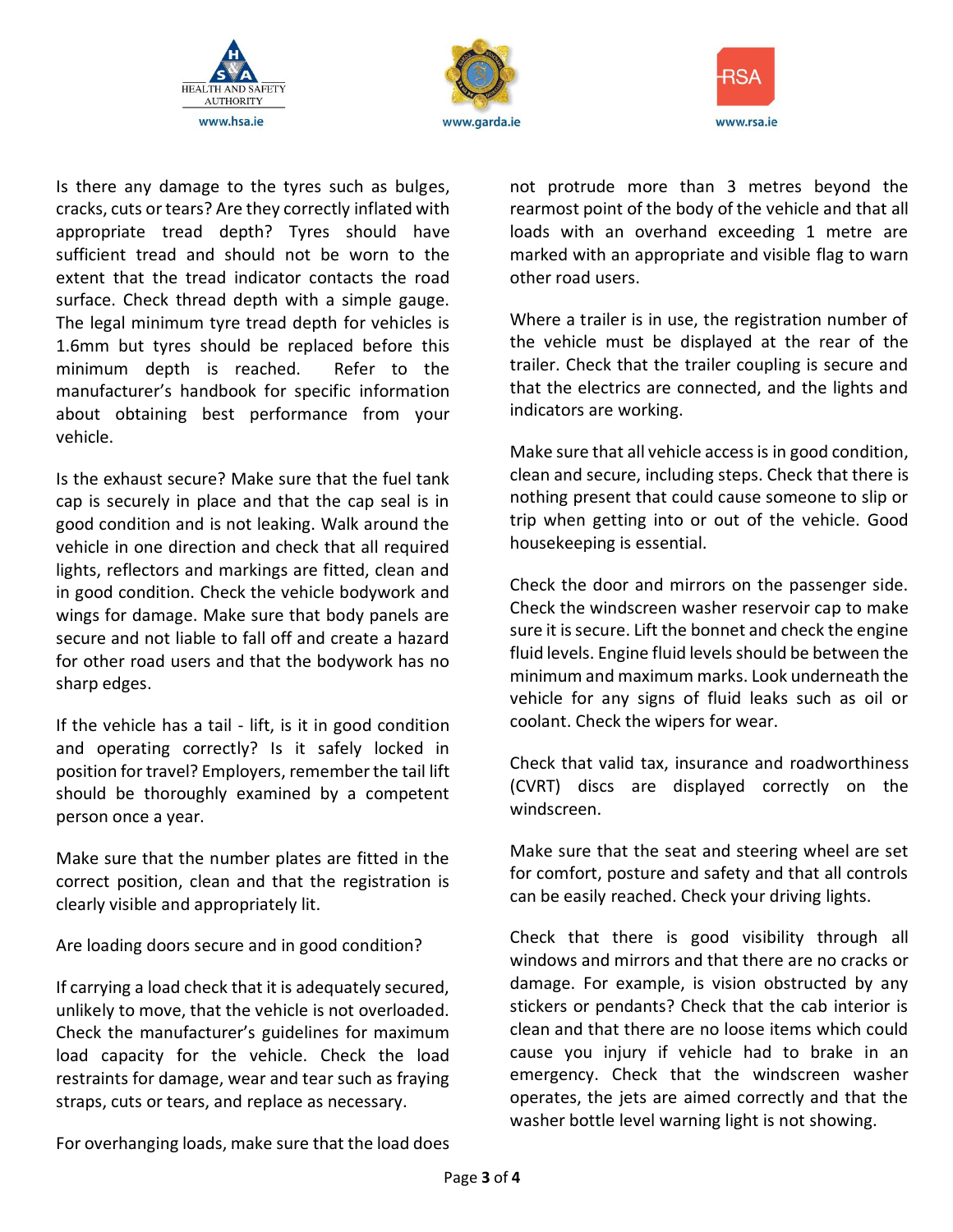Is there any damage to the tyres such as bulges, cracks, cuts or tears? Are they correctly inflated with appropriate tread depth? Tyres should have sufficient tread and should not be worn to the extent that the tread indicator contacts the road surface. Check thread depth with a simple gauge. The legal minimum tyre tread depth for vehicles is 1.6mm but tyres should be replaced before this minimum depth is reached. Refer to the manufacturer's handbook for specific information about obtaining best performance from your vehicle.

Is the exhaust secure? Make sure that the fuel tank cap is securely in place and that the cap seal is in good condition and is not leaking. Walk around the vehicle in one direction and check that all required lights, reflectors and markings are fitted, clean and in good condition. Check the vehicle bodywork and wings for damage. Make sure that body panels are secure and not liable to fall off and create a hazard for other road users and that the bodywork has no sharp edges.

If the vehicle has a tail - lift, is it in good condition and operating correctly? Is it safely locked in position for travel? Employers, remember the tail lift should be thoroughly examined by a competent person once a year.

Make sure that the number plates are fitted in the correct position, clean and that the registration is clearly visible and appropriately lit.

Are loading doors secure and in good condition?

If carrying a load check that it is adequately secured, unlikely to move, that the vehicle is not overloaded. Check the manufacturer's guidelines for maximum load capacity for the vehicle. Check the load restraints for damage, wear and tear such as fraying straps, cuts or tears, and replace as necessary.

For overhanging loads, make sure that the load does not protrude more than 3 metres beyond the rearmost point of the body of the vehicle and that all loads with an overhand exceeding 1 metre are marked with an appropriate and visible flag to warn other road users.

Where a trailer is in use, the registration number of the vehicle must be displayed at the rear of the trailer. Check that the trailer coupling is secure and that the electrics are connected, and the lights and indicators are working.

Make sure that all vehicle access is in good condition, clean and secure, including steps. Check that there is nothing present that could cause someone to slip or trip when getting into or out of the vehicle. Good housekeeping is essential.

Check the door and mirrors on the passenger side. Check the windscreen washer reservoir cap to make sure it is secure. Lift the bonnet and check the engine fluid levels. Engine fluid levels should be between the minimum and maximum marks. Look underneath the vehicle for any signs of fluid leaks such as oil or coolant. Check the wipers for wear.

Check that valid tax, insurance and roadworthiness (CVRT) discs are displayed correctly on the windscreen.

Make sure that the seat and steering wheel are set for comfort, posture and safety and that all controls can be easily reached. Check your driving lights.

Check that there is good visibility through all windows and mirrors and that there are no cracks or damage. For example, is vision obstructed by any stickers or pendants? Check that the cab interior is clean and that there are no loose items which could cause you injury if vehicle had to brake in an emergency. Check that the windscreen washer operates, the jets are aimed correctly and that the washer bottle level warning light is not showing.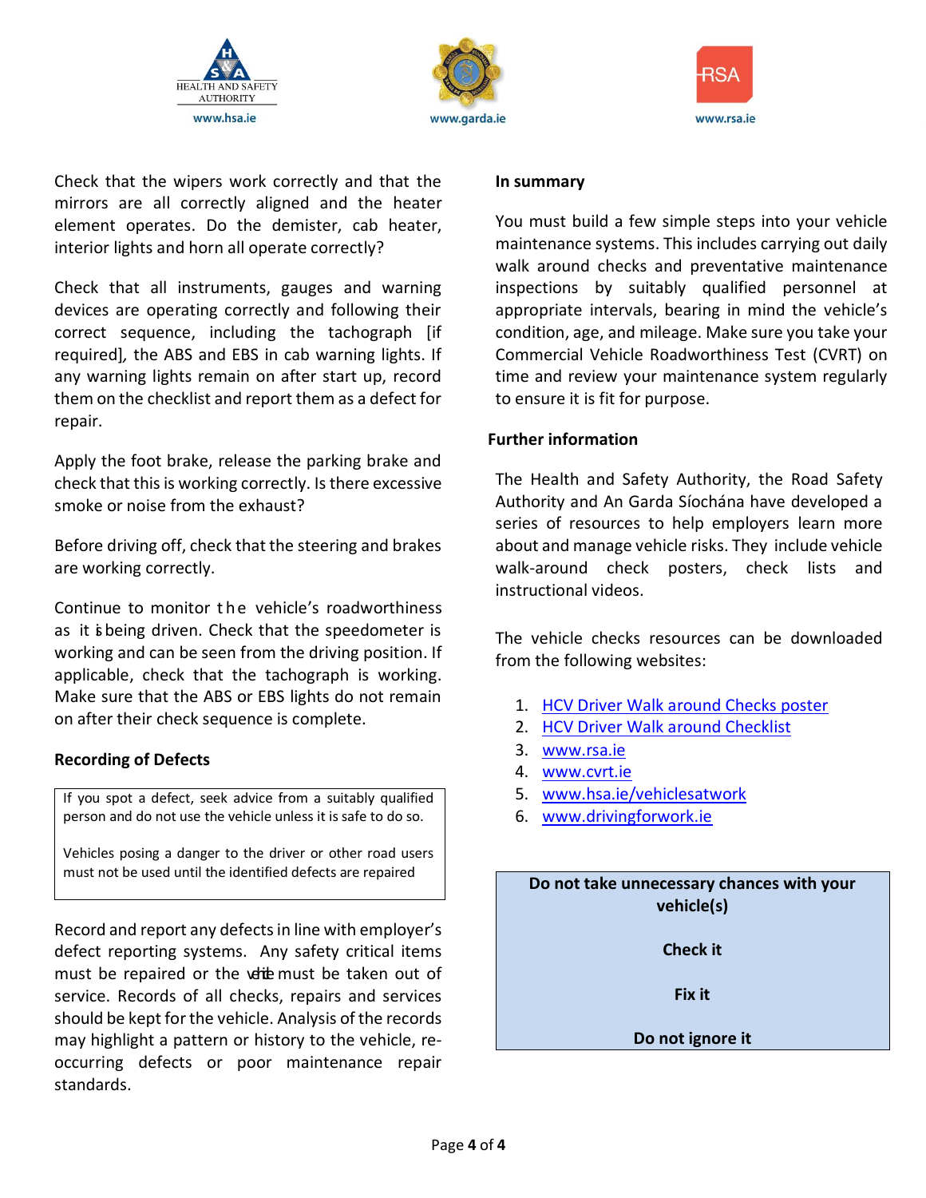Check that the wipers work correctly and that the mirrors are all correctly aligned and the heater element operates. Do the demister, cab heater, interior lights and horn all operate correctly?

Check that all instruments, gauges and warning devices are operating correctly and following their correct sequence, including the tachograph [if required], the ABS and EBS in cab warning lights. If any warning lights remain on after start up, record them on the checklist and report them as a defect for repair.

Apply the foot brake, release the parking brake and check that this is working correctly. Is there excessive smoke or noise from the exhaust?

Before driving off, check that the steering and brakes are working correctly.

Continue to monitor the vehicle's roadworthiness as it is being driven. Check that the speedometer is working and can be seen from the driving position. If applicable, check that the tachograph is working. Make sure that the ABS or EBS lights do not remain on after their check sequence is complete.

### Recording of Defects

> If you spot a defect, seek advice from a suitably qualified person and do not use the vehicle unless it is safe to do so.
>
> Vehicles posing a danger to the driver or other road users must not be used until the identified defects are repaired

Record and report any defects in line with employer's defect reporting systems. Any safety critical items must be repaired or the vehicle must be taken out of service. Records of all checks, repairs and services should be kept for the vehicle. Analysis of the records may highlight a pattern or history to the vehicle, re-occurring defects or poor maintenance repair standards.

### In summary

You must build a few simple steps into your vehicle maintenance systems. This includes carrying out daily walk around checks and preventative maintenance inspections by suitably qualified personnel at appropriate intervals, bearing in mind the vehicle's condition, age, and mileage. Make sure you take your Commercial Vehicle Roadworthiness Test (CVRT) on time and review your maintenance system regularly to ensure it is fit for purpose.

### Further information

The Health and Safety Authority, the Road Safety Authority and An Garda Síochána have developed a series of resources to help employers learn more about and manage vehicle risks. They include vehicle walk-around check posters, check lists and instructional videos.

The vehicle checks resources can be downloaded from the following websites:

1. HCV Driver Walk around Checks poster
2. HCV Driver Walk around Checklist
3. www.rsa.ie
4. www.cvrt.ie
5. www.hsa.ie/vehiclesatwork
6. www.drivingforwork.ie

> **Do not take unnecessary chances with your vehicle(s)**
>
> **Check it**
>
> **Fix it**
>
> **Do not ignore it**